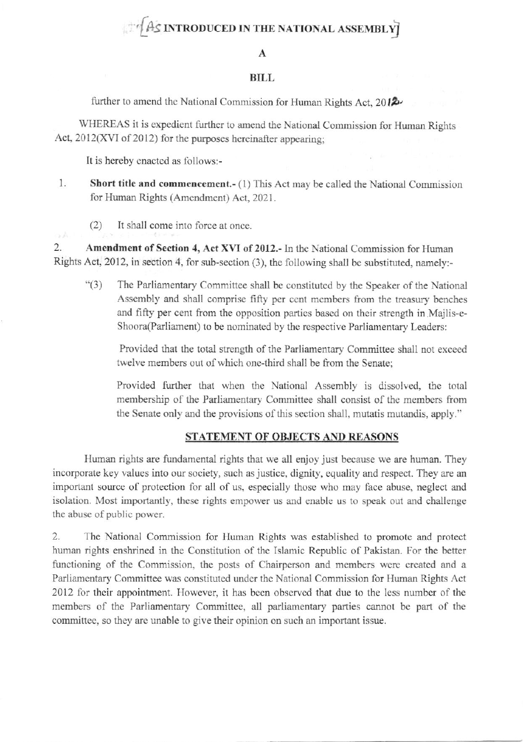[As INTRODUCED IN THE NATIONAL ASSEMBLY]

# A

# BILL

further to amend the National Commission for Human Rights Act, 2012.

WHEREAS it is expedient further to amend the National Commission for Human Rights Act, 2012(XVI of 2012) for the purposes hereinafter appearing;

It is hereby enacted as follows:-

1. **Short title and commencement.-** (1) This Act may be called the National Commission for Human Rights (Amendment) Act, 2021.

   (2) It shall come into force at once.

2. **Amendment of Section 4, Act XVI of 2012.-** In the National Commission for Human Rights Act, 2012, in section 4, for sub-section (3), the following shall be substituted, namely:-

   "(3) The Parliamentary Committee shall be constituted by the Speaker of the National Assembly and shall comprise fifty per cent members from the treasury benches and fifty per cent from the opposition parties based on their strength in Majlis-e-Shoora(Parliament) to be nominated by the respective Parliamentary Leaders:

   Provided that the total strength of the Parliamentary Committee shall not exceed twelve members out of which one-third shall be from the Senate;

   Provided further that when the National Assembly is dissolved, the total membership of the Parliamentary Committee shall consist of the members from the Senate only and the provisions of this section shall, mutatis mutandis, apply."

## STATEMENT OF OBJECTS AND REASONS

Human rights are fundamental rights that we all enjoy just because we are human. They incorporate key values into our society, such as justice, dignity, equality and respect. They are an important source of protection for all of us, especially those who may face abuse, neglect and isolation. Most importantly, these rights empower us and enable us to speak out and challenge the abuse of public power.

2. The National Commission for Human Rights was established to promote and protect human rights enshrined in the Constitution of the Islamic Republic of Pakistan. For the better functioning of the Commission, the posts of Chairperson and members were created and a Parliamentary Committee was constituted under the National Commission for Human Rights Act 2012 for their appointment. However, it has been observed that due to the less number of the members of the Parliamentary Committee, all parliamentary parties cannot be part of the committee, so they are unable to give their opinion on such an important issue.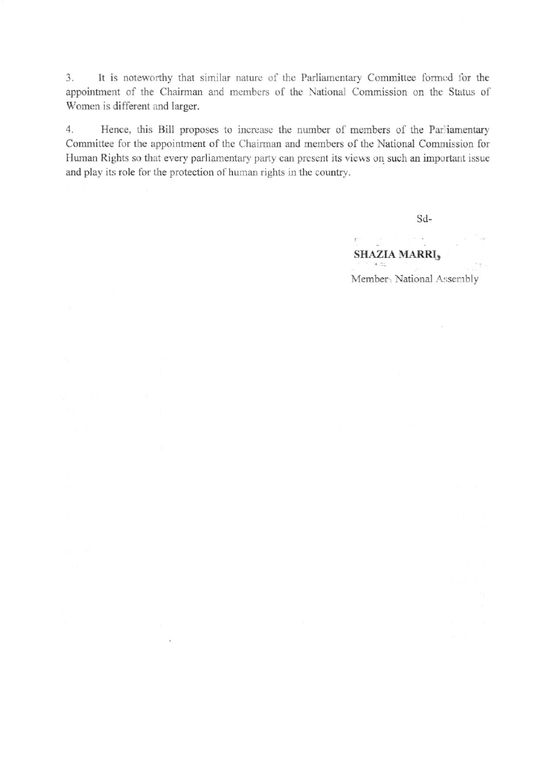3. It is noteworthy that similar nature of the Parliamentary Committee formed for the appointment of the Chairman and members of the National Commission on the Status of Women is different and larger.

4. Hence, this Bill proposes to increase the number of members of the Parliamentary Committee for the appointment of the Chairman and members of the National Commission for Human Rights so that every parliamentary party can present its views on such an important issue and play its role for the protection of human rights in the country.

Sd-

**SHAZIA MARRI,**

Member, National Assembly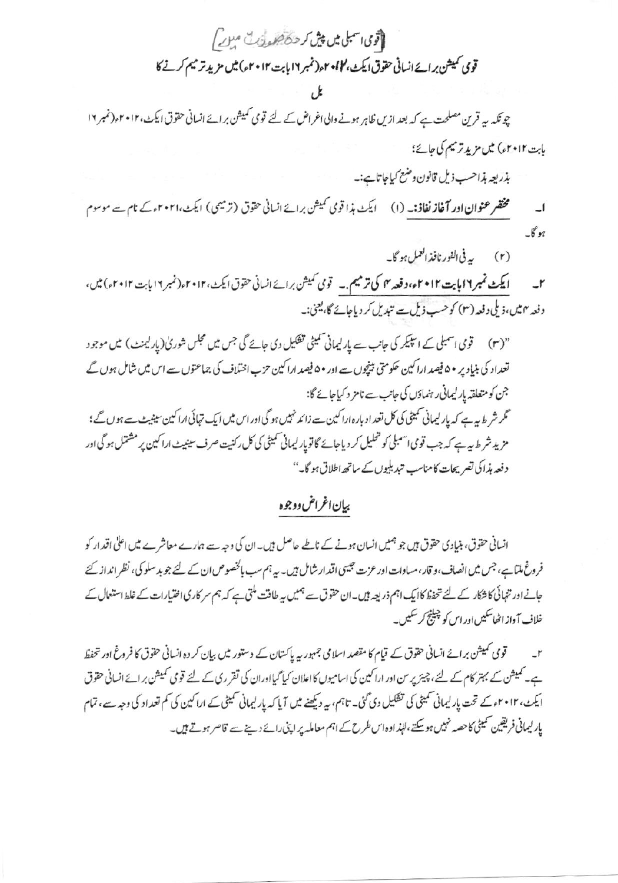[قومی اسمبلی میں پیش کردہ صورت میں]

## قومی کمیشن برائے انسانی حقوق ایکٹ، ۲۰۱۲ء (نمبر ۱۶ بابت ۲۰۱۲ء) میں مزید ترمیم کرنے کا

## بل

چونکہ یہ قرین مصلحت ہے کہ بعد ازیں ظاہر ہونے والی اغراض کے لئے قومی کمیشن برائے انسانی حقوق ایکٹ، ۲۰۱۲ء (نمبر ۱۶ بابت ۲۰۱۲ء) میں مزید ترمیم کی جائے؛

بذریعہ ہذا حسب ذیل قانون وضع کیا جاتا ہے:۔

۱۔ **مختصر عنوان اور آغاز نفاذ:۔** (۱) ایکٹ ہذا قومی کمیشن برائے انسانی حقوق (ترمیمی) ایکٹ، ۲۰۲۱ء کے نام سے موسوم ہوگا۔

(۲) یہ فی الفور نافذ العمل ہوگا۔

۲۔ **ایکٹ نمبر ۱۶ بابت ۲۰۱۲ء، دفعہ ۴ کی ترمیم:۔** قومی کمیشن برائے انسانی حقوق ایکٹ، ۲۰۱۲ء (نمبر ۱۶ بابت ۲۰۱۲ء) میں، دفعہ ۴ میں، ذیلی دفعہ (۳) کو حسب ذیل سے تبدیل کر دیا جائے گا، یعنی:۔

"(۳) قومی اسمبلی کے اسپیکر کی جانب سے پارلیمانی کمیٹی تشکیل دی جائے گی جس میں مجلس شوریٰ (پارلیمنٹ) میں موجود تعداد کی بنیاد پر ۵۰ فیصد اراکین حکومتی بنچوں سے اور ۵۰ فیصد اراکین حزب اختلاف کی جماعتوں سے اس میں شامل ہوں گے جن کو متعلقہ پارلیمانی رہنماؤں کی جانب سے نامزد کیا جائے گا:

مگر شرط یہ ہے کہ پارلیمانی کمیٹی کی کل تعداد بارہ اراکین سے زائد نہیں ہوگی اور اس میں ایک تہائی اراکین سینیٹ سے ہوں گے؛

مزید شرط یہ ہے کہ جب قومی اسمبلی کو تحلیل کر دیا جائے گا تو پارلیمانی کمیٹی کی کل رکنیت صرف سینیٹ اراکین پر مشتمل ہوگی اور دفعہ ہذا کی تصریحات کا مناسب تبدیلیوں کے ساتھ اطلاق ہوگا۔"

## بیان اغراض و وجوہ

انسانی حقوق، بنیادی حقوق ہیں جو ہمیں انسان ہونے کے ناطے حاصل ہیں۔ ان کی وجہ سے ہمارے معاشرے میں اعلیٰ اقدار کو فروغ ملتا ہے، جس میں انصاف، وقار، مساوات اور عزت جیسی اقدار شامل ہیں۔ یہ ہم سب بالخصوص ان کے لئے جو بدسلوکی، نظر انداز کئے جانے اور تنہائی کا شکار کے لئے تحفظ کا ایک اہم ذریعہ ہیں۔ ان حقوق سے ہمیں یہ طاقت ملتی ہے کہ ہم سرکاری اختیارات کے غلط استعمال کے خلاف آواز اٹھا سکیں اور اس کو چیلنج کر سکیں۔

۲۔ قومی کمیشن برائے انسانی حقوق کے قیام کا مقصد اسلامی جمہوریہ پاکستان کے دستور میں بیان کردہ انسانی حقوق کا فروغ اور تحفظ ہے۔ کمیشن کے بہتر کام کے لئے، چیئرپرسن اور اراکین کی اسامیوں کا اعلان کیا گیا اور ان کی تقرری کے لئے قومی کمیشن برائے انسانی حقوق ایکٹ، ۲۰۱۲ء کے تحت پارلیمانی کمیٹی کی تشکیل دی گئی۔ تاہم، یہ دیکھنے میں آیا کہ پارلیمانی کمیٹی کے اراکین کی کم تعداد کی وجہ سے، تمام پارلیمانی فریقین کمیٹی کا حصہ نہیں ہو سکتے، لہٰذا وہ اس طرح کے اہم معاملہ پر اپنی رائے دینے سے قاصر ہوتے ہیں۔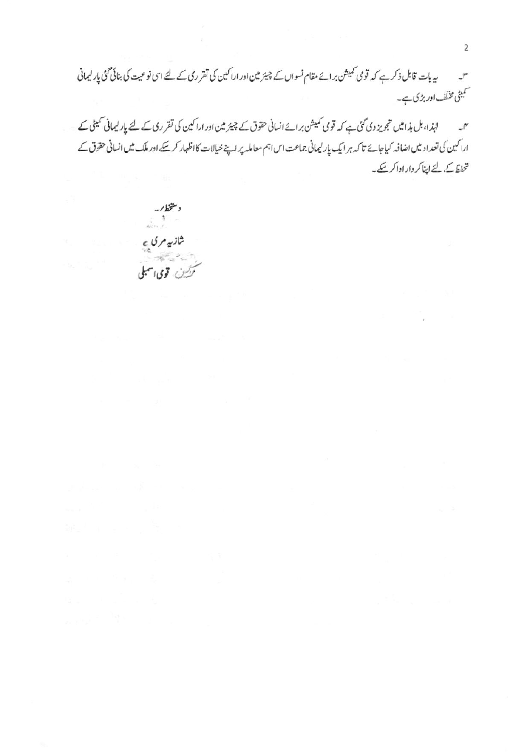۳۔ یہ بات قابل ذکر ہے کہ قومی کمیشن برائے مقام نسواں کے چیئرمین اور اراکین کی تقرری کے لئے اسی نوعیت کی بنائی گئی پارلیمانی کمیٹی مختلف اور بڑی ہے۔

۴۔ لہٰذا، بل ہذا میں تجویز دی گئی ہے کہ قومی کمیشن برائے انسانی حقوق کے چیئرمین اور اراکین کی تقرری کے لئے پارلیمانی کمیٹی کے اراکین کی تعداد میں اضافہ کیا جائے تا کہ ہر ایک پارلیمانی جماعت اس اہم معاملہ پر اپنے خیالات کا اظہار کر سکے اور ملک میں انسانی حقوق کے تحفظ کے لئے اپنا کردار ادا کر سکے۔

دستخط۔

شازیہ مری
رکن قومی اسمبلی